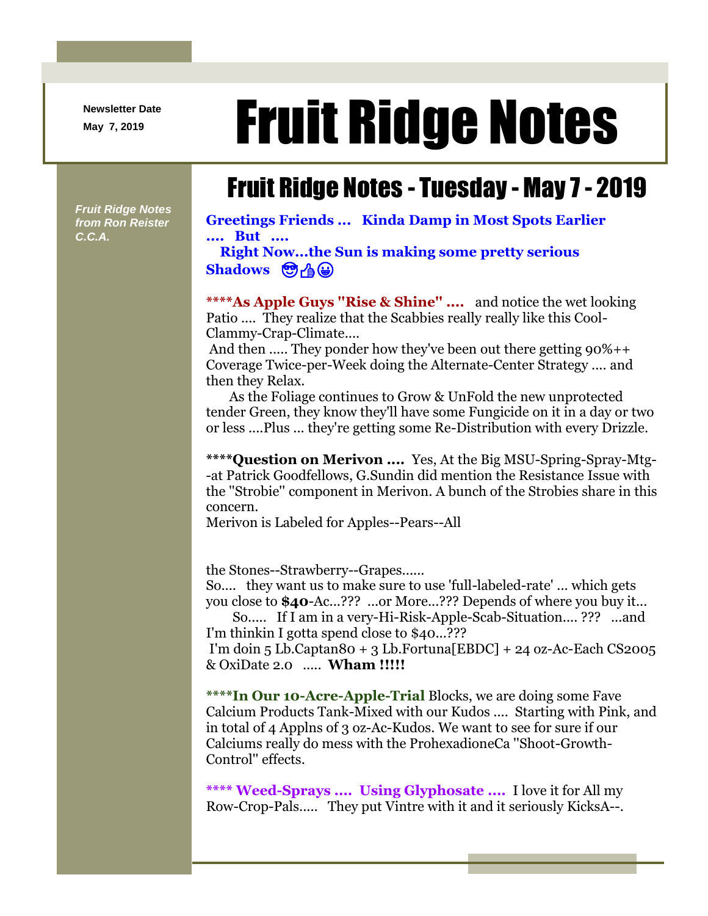Newsletter Date
May 7, 2019

# Fruit Ridge Notes

*Fruit Ridge Notes from Ron Reister C.C.A.*

## Fruit Ridge Notes - Tuesday - May 7 - 2019

**Greetings Friends ... Kinda Damp in Most Spots Earlier .... But ....**
**Right Now...the Sun is making some pretty serious Shadows** 😎👍😀

**\*\*\*\*As Apple Guys "Rise & Shine" ....** and notice the wet looking Patio .... They realize that the Scabbies really really like this Cool-Clammy-Crap-Climate....
And then ..... They ponder how they've been out there getting 90%++ Coverage Twice-per-Week doing the Alternate-Center Strategy .... and then they Relax.
As the Foliage continues to Grow & UnFold the new unprotected tender Green, they know they'll have some Fungicide on it in a day or two or less ....Plus ... they're getting some Re-Distribution with every Drizzle.

**\*\*\*\*Question on Merivon ....** Yes, At the Big MSU-Spring-Spray-Mtg--at Patrick Goodfellows, G.Sundin did mention the Resistance Issue with the "Strobie" component in Merivon. A bunch of the Strobies share in this concern.
Merivon is Labeled for Apples--Pears--All

the Stones--Strawberry--Grapes......
So.... they want us to make sure to use 'full-labeled-rate' ... which gets you close to **$40**-Ac...??? ...or More...??? Depends of where you buy it...
So..... If I am in a very-Hi-Risk-Apple-Scab-Situation.... ??? ...and I'm thinkin I gotta spend close to $40...???
I'm doin 5 Lb.Captan80 + 3 Lb.Fortuna[EBDC] + 24 oz-Ac-Each CS2005 & OxiDate 2.0 ..... **Wham !!!!!**

**\*\*\*\*In Our 10-Acre-Apple-Trial** Blocks, we are doing some Fave Calcium Products Tank-Mixed with our Kudos .... Starting with Pink, and in total of 4 Applns of 3 oz-Ac-Kudos. We want to see for sure if our Calciums really do mess with the ProhexadioneCa "Shoot-Growth-Control" effects.

**\*\*\*\* Weed-Sprays .... Using Glyphosate ....** I love it for All my Row-Crop-Pals..... They put Vintre with it and it seriously KicksA--.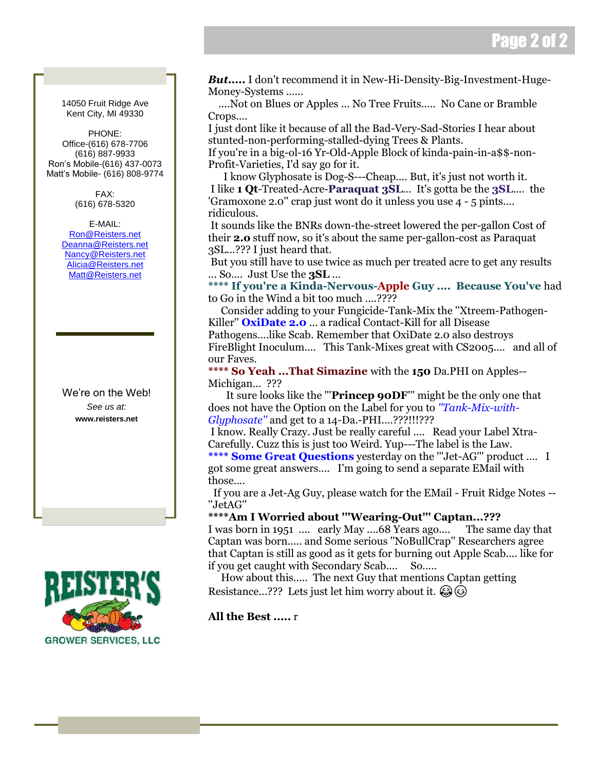14050 Fruit Ridge Ave
Kent City, MI 49330

PHONE:
Office-(616) 678-7706
(616) 887-9933
Ron's Mobile-(616) 437-0073
Matt's Mobile- (616) 808-9774

FAX:
(616) 678-5320

E-MAIL:
Ron@Reisters.net
Deanna@Reisters.net
Nancy@Reisters.net
Alicia@Reisters.net
Matt@Reisters.net

We're on the Web!
*See us at:*
**www.reisters.net**

REISTER'S GROWER SERVICES, LLC

***But.....*** I don't recommend it in New-Hi-Density-Big-Investment-Huge-Money-Systems ......
....Not on Blues or Apples ... No Tree Fruits..... No Cane or Bramble Crops....
I just dont like it because of all the Bad-Very-Sad-Stories I hear about stunted-non-performing-stalled-dying Trees & Plants.
If you're in a big-ol-16 Yr-Old-Apple Block of kinda-pain-in-a$$-non-Profit-Varieties, I'd say go for it.
I know Glyphosate is Dog-S---Cheap.... But, it's just not worth it.
I like **1 Qt**-Treated-Acre-**Paraquat 3SL**... It's gotta be the **3SL**.... the 'Gramoxone 2.0" crap just wont do it unless you use 4 - 5 pints.... ridiculous.
It sounds like the BNRs down-the-street lowered the per-gallon Cost of their **2.0** stuff now, so it's about the same per-gallon-cost as Paraquat 3SL...??? I just heard that.
But you still have to use twice as much per treated acre to get any results ... So.... Just Use the **3SL** ...

**\*\*\*\* If you're a Kinda-Nervous-Apple Guy .... Because You've** had to Go in the Wind a bit too much ....????
Consider adding to your Fungicide-Tank-Mix the "Xtreem-Pathogen-Killer" **OxiDate 2.0** ... a radical Contact-Kill for all Disease Pathogens....like Scab. Remember that OxiDate 2.0 also destroys FireBlight Inoculum.... This Tank-Mixes great with CS2005.... and all of our Faves.

**\*\*\*\* So Yeah ...That Simazine** with the **150** Da.PHI on Apples--Michigan... ???
It sure looks like the "'**Princep 90DF**"' might be the only one that does not have the Option on the Label for you to *"Tank-Mix-with-Glyphosate"* and get to a 14-Da.-PHI....???!!!???
I know. Really Crazy. Just be really careful .... Read your Label Xtra-Carefully. Cuzz this is just too Weird. Yup---The label is the Law.

**\*\*\*\* Some Great Questions** yesterday on the "'Jet-AG"' product .... I got some great answers.... I'm going to send a separate EMail with those....
If you are a Jet-Ag Guy, please watch for the EMail - Fruit Ridge Notes -- "JetAG"

**\*\*\*\*Am I Worried about "'Wearing-Out"' Captan...???**
I was born in 1951 .... early May ....68 Years ago.... The same day that Captan was born..... and Some serious "NoBullCrap" Researchers agree that Captan is still as good as it gets for burning out Apple Scab.... like for if you get caught with Secondary Scab.... So.....
How about this..... The next Guy that mentions Captan getting Resistance...??? Lets just let him worry about it. 😂😉

**All the Best .....** r